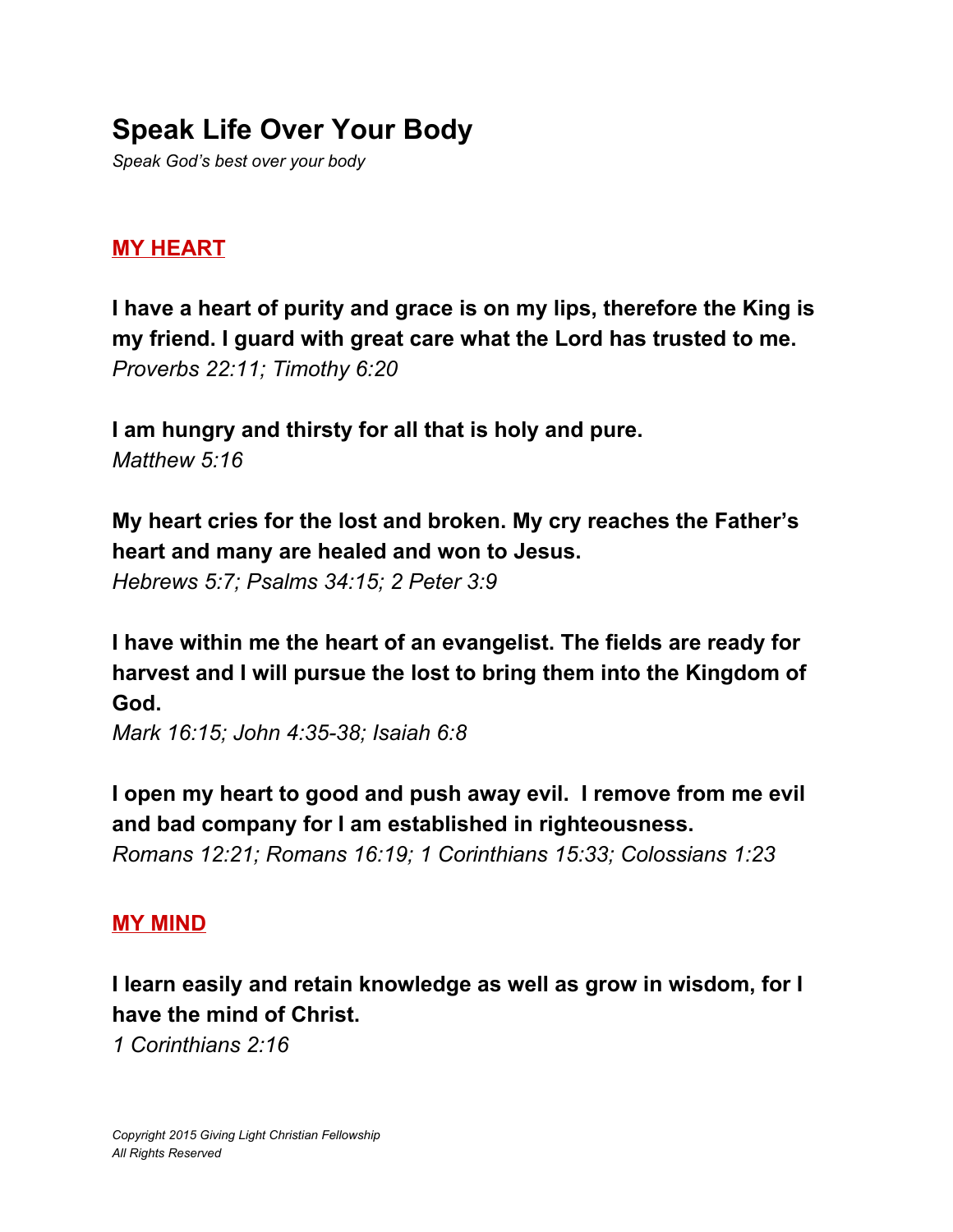# Speak Life Over Your Body

*Speak God's best over your body*

## MY HEART

**I have a heart of purity and grace is on my lips, therefore the King is my friend. I guard with great care what the Lord has trusted to me.**
*Proverbs 22:11; Timothy 6:20*

**I am hungry and thirsty for all that is holy and pure.**
*Matthew 5:16*

**My heart cries for the lost and broken. My cry reaches the Father's heart and many are healed and won to Jesus.**
*Hebrews 5:7; Psalms 34:15; 2 Peter 3:9*

**I have within me the heart of an evangelist. The fields are ready for harvest and I will pursue the lost to bring them into the Kingdom of God.**
*Mark 16:15; John 4:35-38; Isaiah 6:8*

**I open my heart to good and push away evil. I remove from me evil and bad company for I am established in righteousness.**
*Romans 12:21; Romans 16:19; 1 Corinthians 15:33; Colossians 1:23*

## MY MIND

**I learn easily and retain knowledge as well as grow in wisdom, for I have the mind of Christ.**
*1 Corinthians 2:16*

*Copyright 2015 Giving Light Christian Fellowship*
*All Rights Reserved*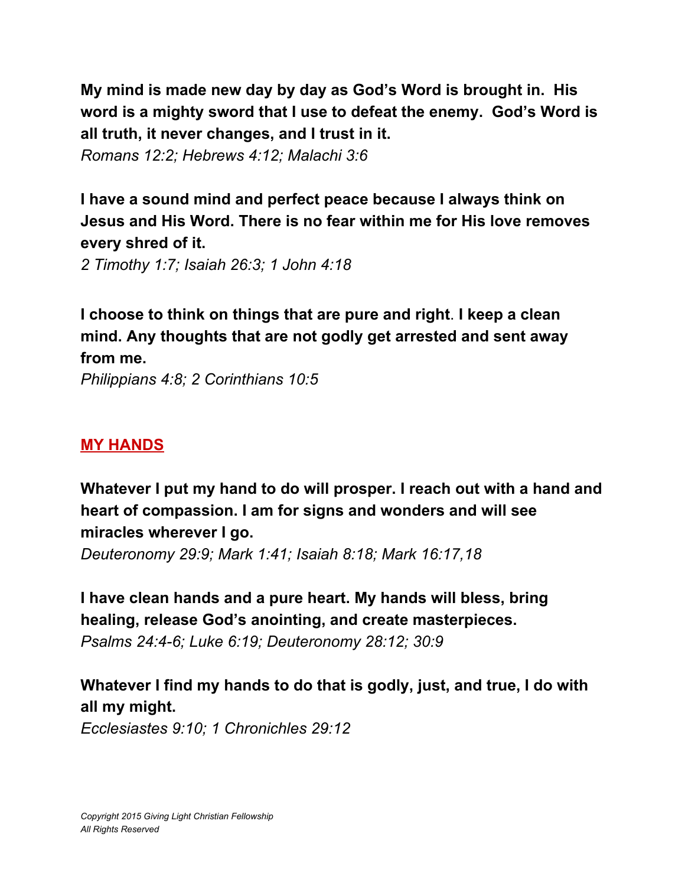**My mind is made new day by day as God's Word is brought in. His word is a mighty sword that I use to defeat the enemy. God's Word is all truth, it never changes, and I trust in it.**
*Romans 12:2; Hebrews 4:12; Malachi 3:6*

**I have a sound mind and perfect peace because I always think on Jesus and His Word. There is no fear within me for His love removes every shred of it.**
*2 Timothy 1:7; Isaiah 26:3; 1 John 4:18*

**I choose to think on things that are pure and right. I keep a clean mind. Any thoughts that are not godly get arrested and sent away from me.**
*Philippians 4:8; 2 Corinthians 10:5*

## MY HANDS

**Whatever I put my hand to do will prosper. I reach out with a hand and heart of compassion. I am for signs and wonders and will see miracles wherever I go.**
*Deuteronomy 29:9; Mark 1:41; Isaiah 8:18; Mark 16:17,18*

**I have clean hands and a pure heart. My hands will bless, bring healing, release God's anointing, and create masterpieces.**
*Psalms 24:4-6; Luke 6:19; Deuteronomy 28:12; 30:9*

**Whatever I find my hands to do that is godly, just, and true, I do with all my might.**
*Ecclesiastes 9:10; 1 Chronichles 29:12*

*Copyright 2015 Giving Light Christian Fellowship*
*All Rights Reserved*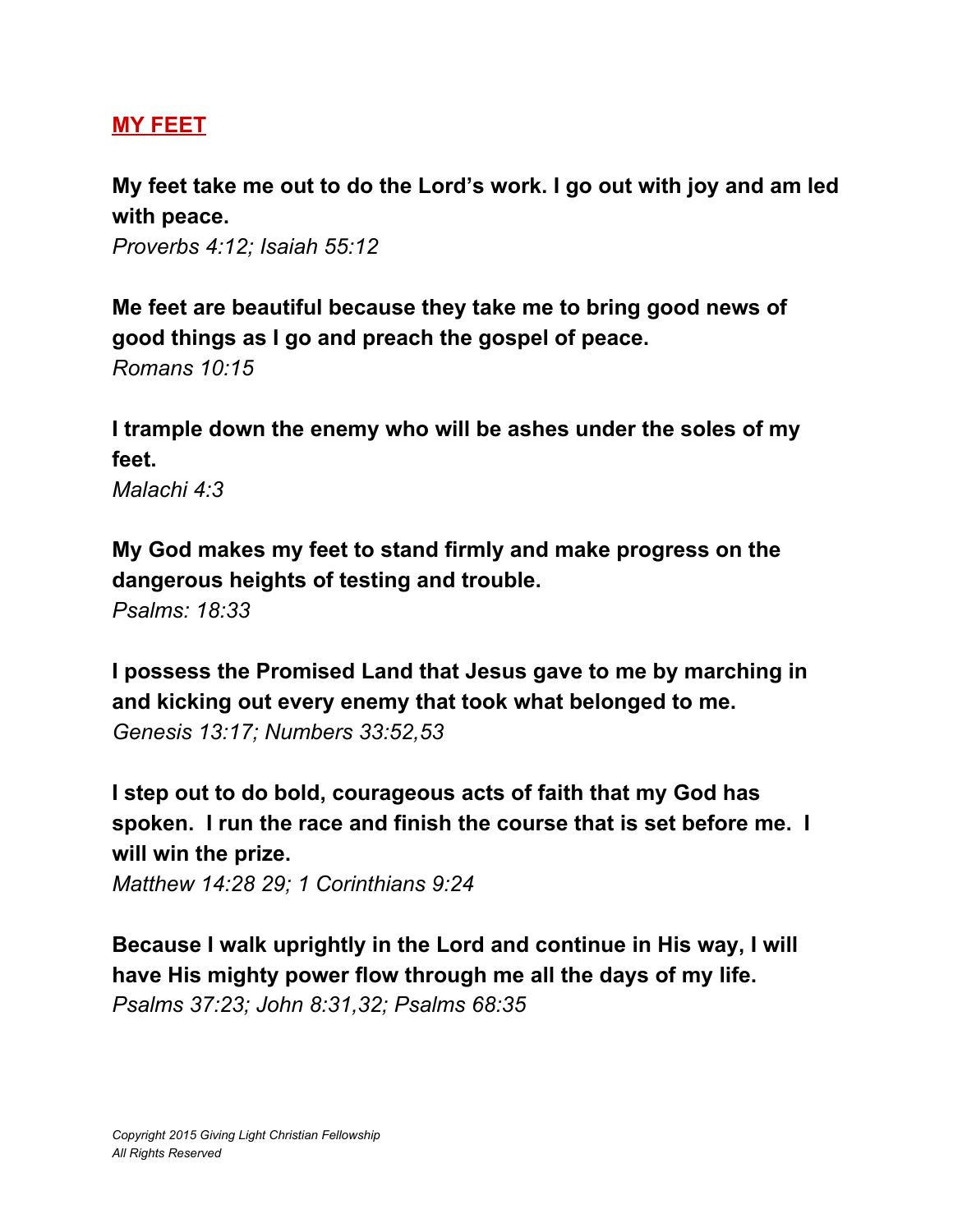## MY FEET

**My feet take me out to do the Lord's work. I go out with joy and am led with peace.**
*Proverbs 4:12; Isaiah 55:12*

**Me feet are beautiful because they take me to bring good news of good things as I go and preach the gospel of peace.**
*Romans 10:15*

**I trample down the enemy who will be ashes under the soles of my feet.**
*Malachi 4:3*

**My God makes my feet to stand firmly and make progress on the dangerous heights of testing and trouble.**
*Psalms: 18:33*

**I possess the Promised Land that Jesus gave to me by marching in and kicking out every enemy that took what belonged to me.**
*Genesis 13:17; Numbers 33:52,53*

**I step out to do bold, courageous acts of faith that my God has spoken. I run the race and finish the course that is set before me. I will win the prize.**
*Matthew 14:28 29; 1 Corinthians 9:24*

**Because I walk uprightly in the Lord and continue in His way, I will have His mighty power flow through me all the days of my life.**
*Psalms 37:23; John 8:31,32; Psalms 68:35*

*Copyright 2015 Giving Light Christian Fellowship*
*All Rights Reserved*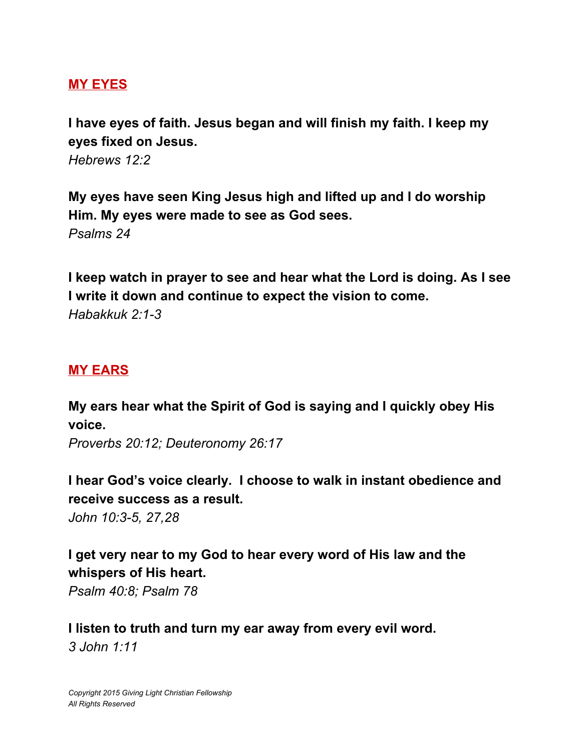## MY EYES

**I have eyes of faith. Jesus began and will finish my faith. I keep my eyes fixed on Jesus.**
*Hebrews 12:2*

**My eyes have seen King Jesus high and lifted up and I do worship Him. My eyes were made to see as God sees.**
*Psalms 24*

**I keep watch in prayer to see and hear what the Lord is doing. As I see I write it down and continue to expect the vision to come.**
*Habakkuk 2:1-3*

## MY EARS

**My ears hear what the Spirit of God is saying and I quickly obey His voice.**
*Proverbs 20:12; Deuteronomy 26:17*

**I hear God's voice clearly. I choose to walk in instant obedience and receive success as a result.**
*John 10:3-5, 27,28*

**I get very near to my God to hear every word of His law and the whispers of His heart.**
*Psalm 40:8; Psalm 78*

**I listen to truth and turn my ear away from every evil word.**
*3 John 1:11*

*Copyright 2015 Giving Light Christian Fellowship*
*All Rights Reserved*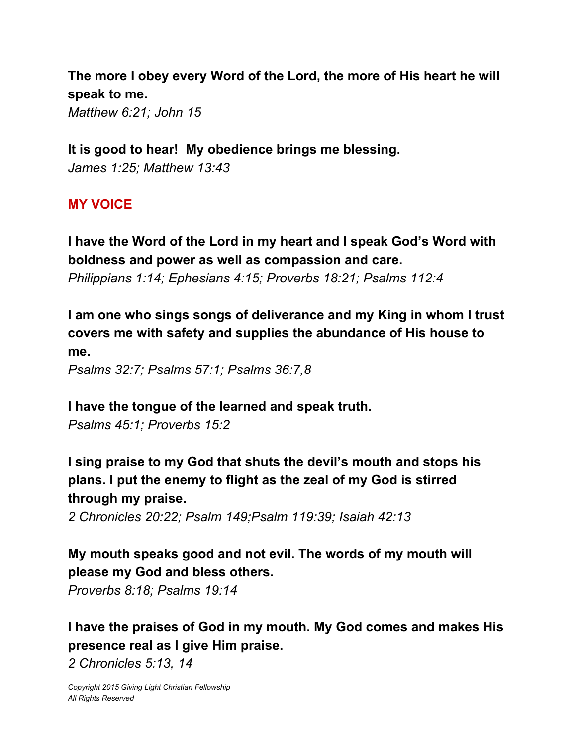**The more I obey every Word of the Lord, the more of His heart he will speak to me.**
*Matthew 6:21; John 15*

**It is good to hear! My obedience brings me blessing.**
*James 1:25; Matthew 13:43*

## MY VOICE

**I have the Word of the Lord in my heart and I speak God's Word with boldness and power as well as compassion and care.**
*Philippians 1:14; Ephesians 4:15; Proverbs 18:21; Psalms 112:4*

**I am one who sings songs of deliverance and my King in whom I trust covers me with safety and supplies the abundance of His house to me.**
*Psalms 32:7; Psalms 57:1; Psalms 36:7,8*

**I have the tongue of the learned and speak truth.**
*Psalms 45:1; Proverbs 15:2*

**I sing praise to my God that shuts the devil's mouth and stops his plans. I put the enemy to flight as the zeal of my God is stirred through my praise.**
*2 Chronicles 20:22; Psalm 149;Psalm 119:39; Isaiah 42:13*

**My mouth speaks good and not evil. The words of my mouth will please my God and bless others.**
*Proverbs 8:18; Psalms 19:14*

**I have the praises of God in my mouth. My God comes and makes His presence real as I give Him praise.**
*2 Chronicles 5:13, 14*

*Copyright 2015 Giving Light Christian Fellowship*
*All Rights Reserved*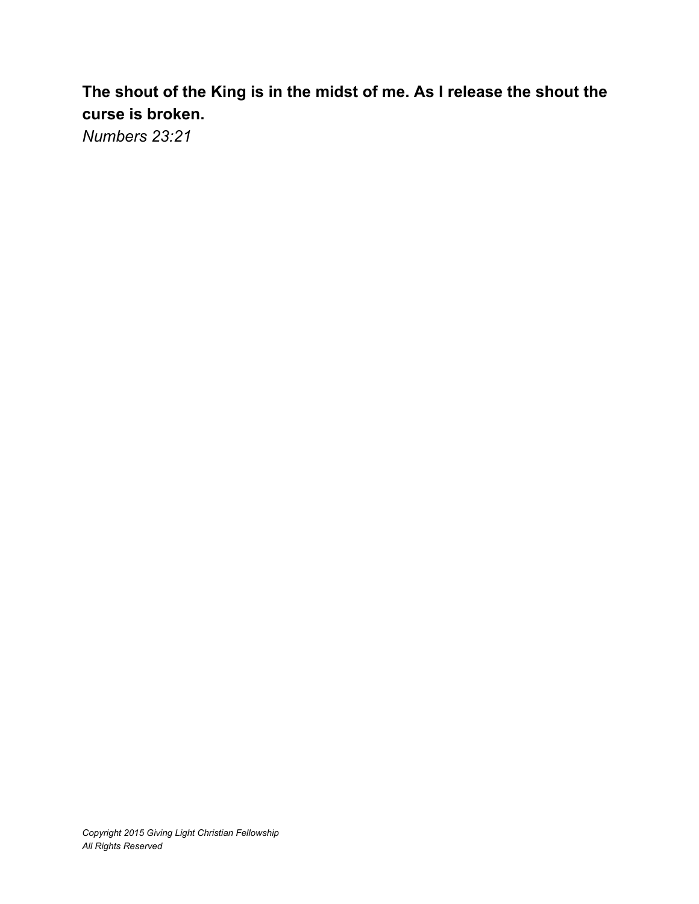**The shout of the King is in the midst of me. As I release the shout the curse is broken.**
*Numbers 23:21*

*Copyright 2015 Giving Light Christian Fellowship*
*All Rights Reserved*